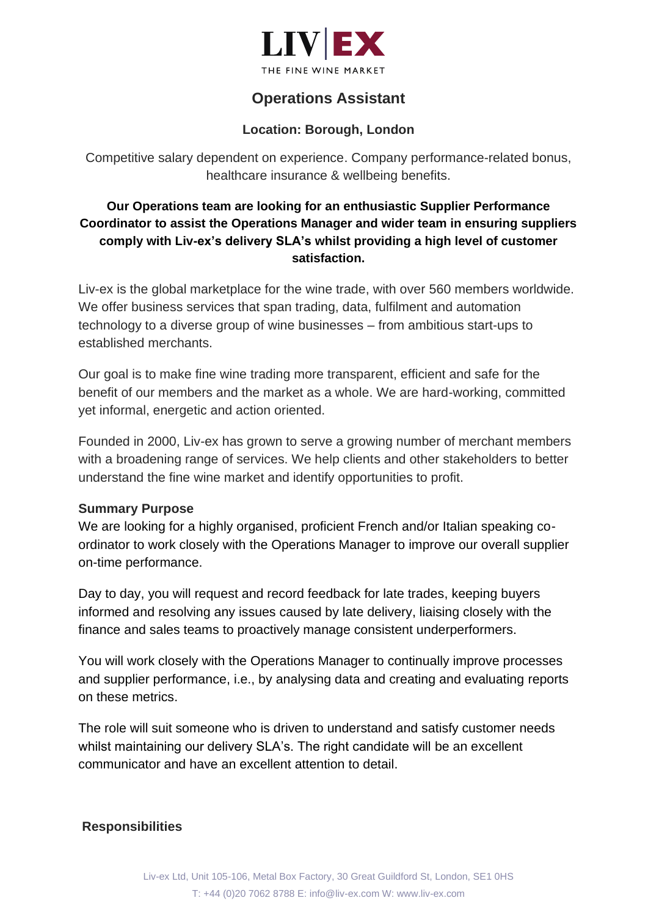# Operations Assistant

**Location: Borough, London**

Competitive salary dependent on experience. Company performance-related bonus, healthcare insurance & wellbeing benefits.

**Our Operations team are looking for an enthusiastic Supplier Performance Coordinator to assist the Operations Manager and wider team in ensuring suppliers comply with Liv-ex's delivery SLA's whilst providing a high level of customer satisfaction.**

Liv-ex is the global marketplace for the wine trade, with over 560 members worldwide. We offer business services that span trading, data, fulfilment and automation technology to a diverse group of wine businesses – from ambitious start-ups to established merchants.

Our goal is to make fine wine trading more transparent, efficient and safe for the benefit of our members and the market as a whole. We are hard-working, committed yet informal, energetic and action oriented.

Founded in 2000, Liv-ex has grown to serve a growing number of merchant members with a broadening range of services. We help clients and other stakeholders to better understand the fine wine market and identify opportunities to profit.

**Summary Purpose**

We are looking for a highly organised, proficient French and/or Italian speaking co-ordinator to work closely with the Operations Manager to improve our overall supplier on-time performance.

Day to day, you will request and record feedback for late trades, keeping buyers informed and resolving any issues caused by late delivery, liaising closely with the finance and sales teams to proactively manage consistent underperformers.

You will work closely with the Operations Manager to continually improve processes and supplier performance, i.e., by analysing data and creating and evaluating reports on these metrics.

The role will suit someone who is driven to understand and satisfy customer needs whilst maintaining our delivery SLA's. The right candidate will be an excellent communicator and have an excellent attention to detail.

**Responsibilities**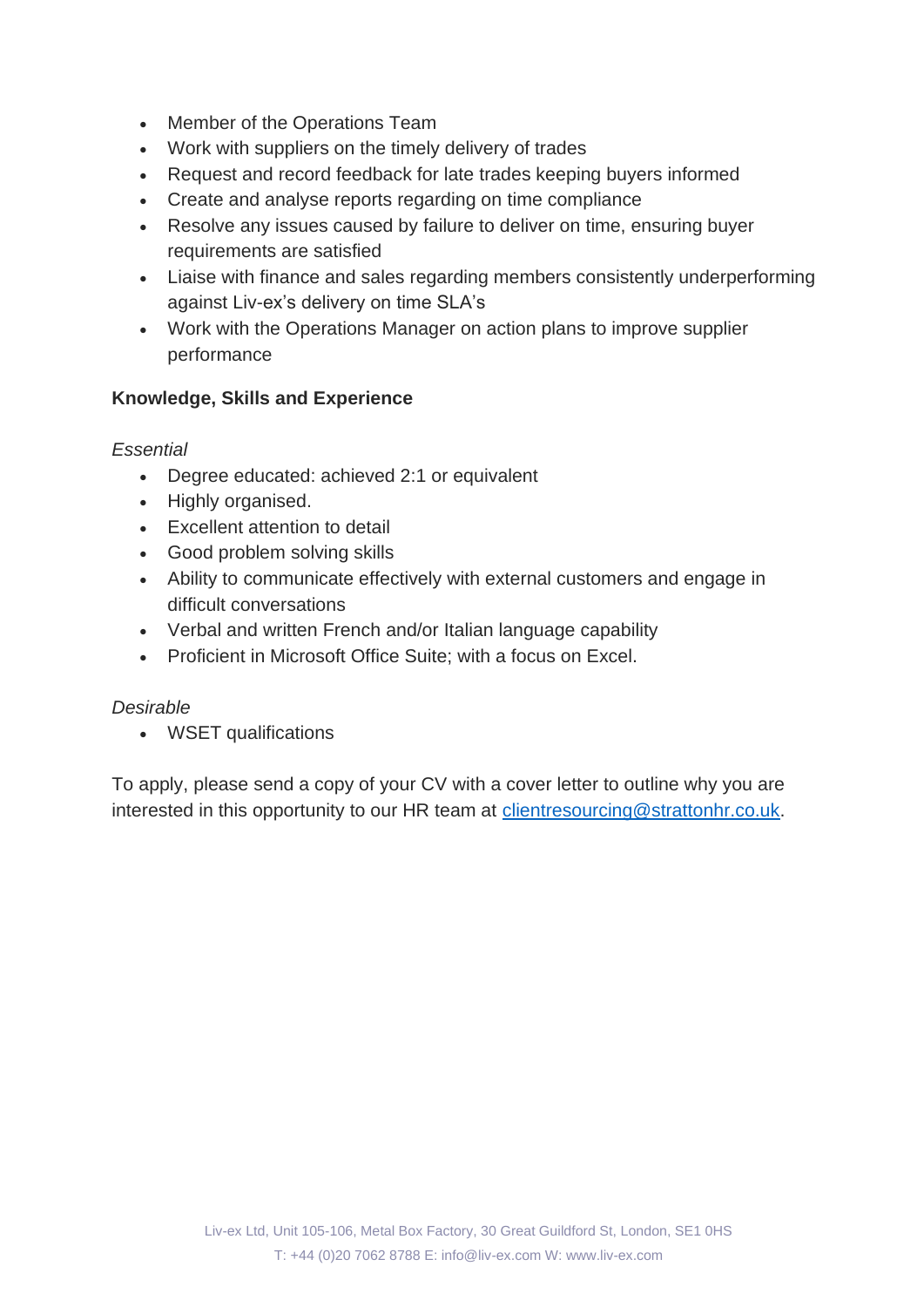- Member of the Operations Team
- Work with suppliers on the timely delivery of trades
- Request and record feedback for late trades keeping buyers informed
- Create and analyse reports regarding on time compliance
- Resolve any issues caused by failure to deliver on time, ensuring buyer requirements are satisfied
- Liaise with finance and sales regarding members consistently underperforming against Liv-ex's delivery on time SLA's
- Work with the Operations Manager on action plans to improve supplier performance

**Knowledge, Skills and Experience**

*Essential*

- Degree educated: achieved 2:1 or equivalent
- Highly organised.
- Excellent attention to detail
- Good problem solving skills
- Ability to communicate effectively with external customers and engage in difficult conversations
- Verbal and written French and/or Italian language capability
- Proficient in Microsoft Office Suite; with a focus on Excel.

*Desirable*

- WSET qualifications

To apply, please send a copy of your CV with a cover letter to outline why you are interested in this opportunity to our HR team at clientresourcing@strattonhr.co.uk.

Liv-ex Ltd, Unit 105-106, Metal Box Factory, 30 Great Guildford St, London, SE1 0HS
T: +44 (0)20 7062 8788 E: info@liv-ex.com W: www.liv-ex.com